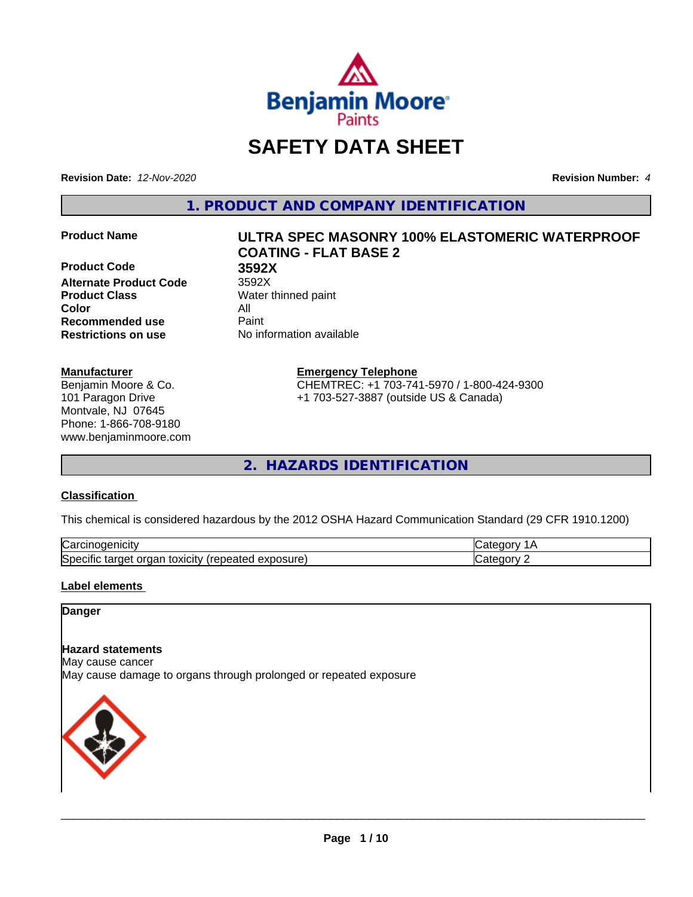# SAFETY DATA SHEET

**Revision Date:** *12-Nov-2020* **Revision Number:** *4*

## 1. PRODUCT AND COMPANY IDENTIFICATION

| | |
|---|---|
| **Product Name** | **ULTRA SPEC MASONRY 100% ELASTOMERIC WATERPROOF COATING - FLAT BASE 2** |
| **Product Code** | **3592X** |
| **Alternate Product Code** | 3592X |
| **Product Class** | Water thinned paint |
| **Color** | All |
| **Recommended use** | Paint |
| **Restrictions on use** | No information available |

**Manufacturer**
Benjamin Moore & Co.
101 Paragon Drive
Montvale, NJ 07645
Phone: 1-866-708-9180
www.benjaminmoore.com

**Emergency Telephone**
CHEMTREC: +1 703-741-5970 / 1-800-424-9300
+1 703-527-3887 (outside US & Canada)

## 2. HAZARDS IDENTIFICATION

### Classification

This chemical is considered hazardous by the 2012 OSHA Hazard Communication Standard (29 CFR 1910.1200)

| | |
|---|---|
| Carcinogenicity | Category 1A |
| Specific target organ toxicity (repeated exposure) | Category 2 |

### Label elements

**Danger**

**Hazard statements**
May cause cancer
May cause damage to organs through prolonged or repeated exposure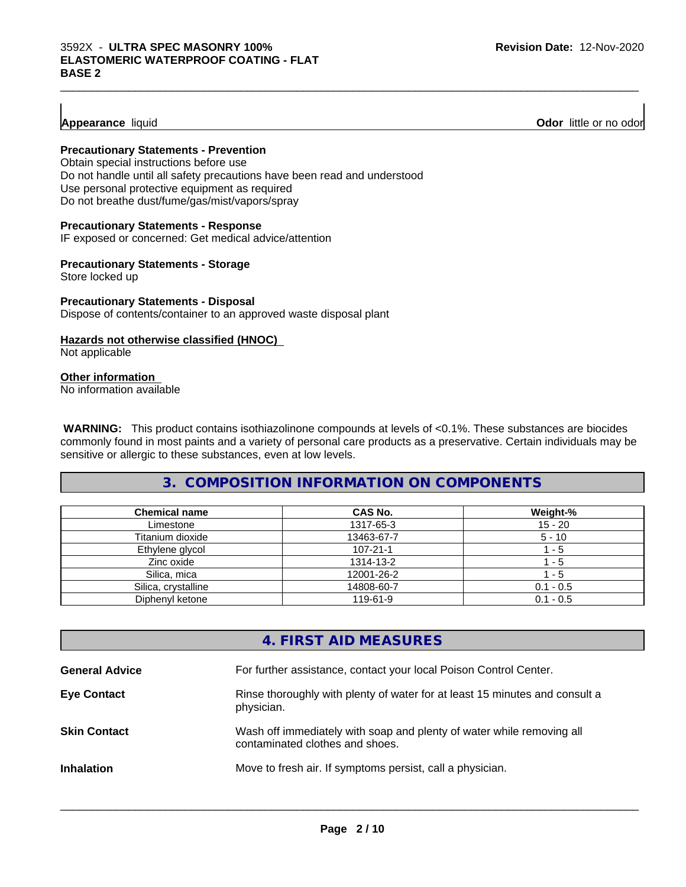**Appearance** liquid **Odor** little or no odor

**Precautionary Statements - Prevention**
Obtain special instructions before use
Do not handle until all safety precautions have been read and understood
Use personal protective equipment as required
Do not breathe dust/fume/gas/mist/vapors/spray

**Precautionary Statements - Response**
IF exposed or concerned: Get medical advice/attention

**Precautionary Statements - Storage**
Store locked up

**Precautionary Statements - Disposal**
Dispose of contents/container to an approved waste disposal plant

**Hazards not otherwise classified (HNOC)**
Not applicable

**Other information**
No information available

**WARNING:** This product contains isothiazolinone compounds at levels of <0.1%. These substances are biocides commonly found in most paints and a variety of personal care products as a preservative. Certain individuals may be sensitive or allergic to these substances, even at low levels.

## 3. COMPOSITION INFORMATION ON COMPONENTS

| Chemical name | CAS No. | Weight-% |
|---|---|---|
| Limestone | 1317-65-3 | 15 - 20 |
| Titanium dioxide | 13463-67-7 | 5 - 10 |
| Ethylene glycol | 107-21-1 | 1 - 5 |
| Zinc oxide | 1314-13-2 | 1 - 5 |
| Silica, mica | 12001-26-2 | 1 - 5 |
| Silica, crystalline | 14808-60-7 | 0.1 - 0.5 |
| Diphenyl ketone | 119-61-9 | 0.1 - 0.5 |

## 4. FIRST AID MEASURES

**General Advice** For further assistance, contact your local Poison Control Center.

**Eye Contact** Rinse thoroughly with plenty of water for at least 15 minutes and consult a physician.

**Skin Contact** Wash off immediately with soap and plenty of water while removing all contaminated clothes and shoes.

**Inhalation** Move to fresh air. If symptoms persist, call a physician.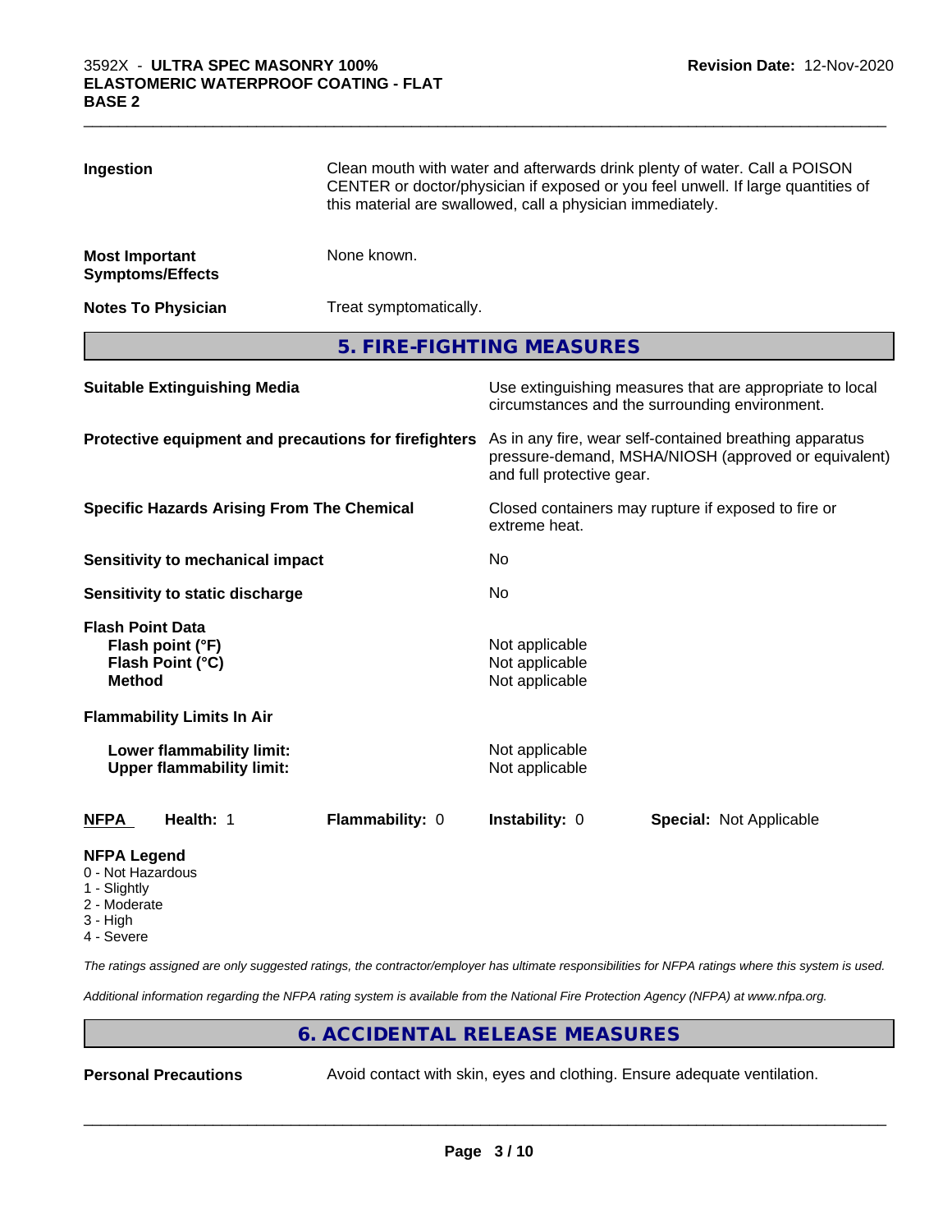| | |
|---|---|
| **Ingestion** | Clean mouth with water and afterwards drink plenty of water. Call a POISON CENTER or doctor/physician if exposed or you feel unwell. If large quantities of this material are swallowed, call a physician immediately. |
| **Most Important Symptoms/Effects** | None known. |
| **Notes To Physician** | Treat symptomatically. |

## 5. FIRE-FIGHTING MEASURES

| | |
|---|---|
| **Suitable Extinguishing Media** | Use extinguishing measures that are appropriate to local circumstances and the surrounding environment. |
| **Protective equipment and precautions for firefighters** | As in any fire, wear self-contained breathing apparatus pressure-demand, MSHA/NIOSH (approved or equivalent) and full protective gear. |
| **Specific Hazards Arising From The Chemical** | Closed containers may rupture if exposed to fire or extreme heat. |
| **Sensitivity to mechanical impact** | No |
| **Sensitivity to static discharge** | No |

**Flash Point Data**

| | |
|---|---|
| **Flash point (°F)** | Not applicable |
| **Flash Point (°C)** | Not applicable |
| **Method** | Not applicable |

**Flammability Limits In Air**

| | |
|---|---|
| **Lower flammability limit:** | Not applicable |
| **Upper flammability limit:** | Not applicable |

| **NFPA** | **Health:** 1 | **Flammability:** 0 | **Instability:** 0 | **Special:** Not Applicable |
|---|---|---|---|---|

**NFPA Legend**
- 0 - Not Hazardous
- 1 - Slightly
- 2 - Moderate
- 3 - High
- 4 - Severe

*The ratings assigned are only suggested ratings, the contractor/employer has ultimate responsibilities for NFPA ratings where this system is used.*

*Additional information regarding the NFPA rating system is available from the National Fire Protection Agency (NFPA) at www.nfpa.org.*

## 6. ACCIDENTAL RELEASE MEASURES

| | |
|---|---|
| **Personal Precautions** | Avoid contact with skin, eyes and clothing. Ensure adequate ventilation. |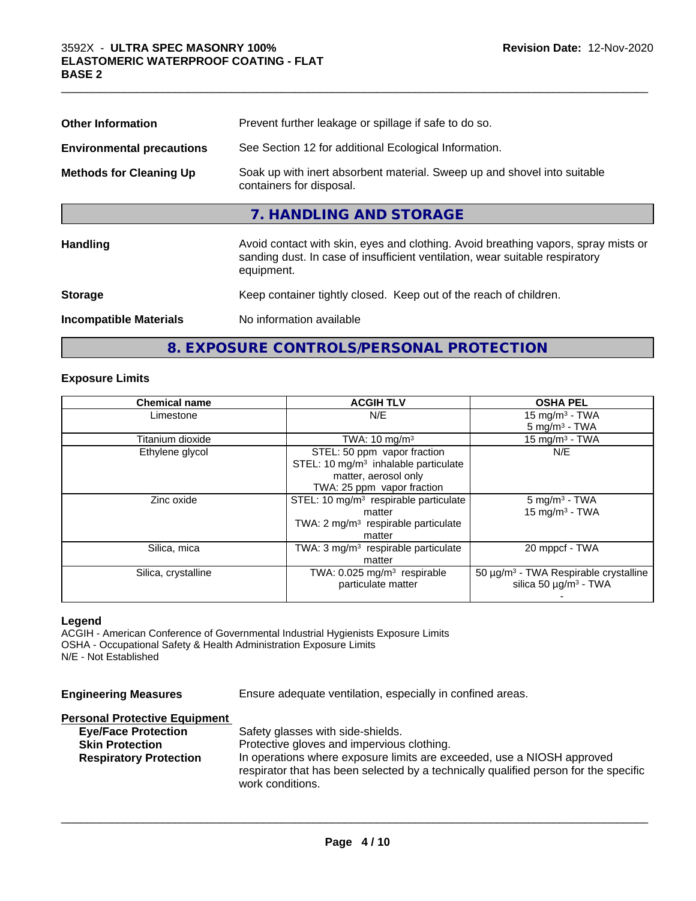| | |
|---|---|
| **Other Information** | Prevent further leakage or spillage if safe to do so. |
| **Environmental precautions** | See Section 12 for additional Ecological Information. |
| **Methods for Cleaning Up** | Soak up with inert absorbent material. Sweep up and shovel into suitable containers for disposal. |

## 7. HANDLING AND STORAGE

| | |
|---|---|
| **Handling** | Avoid contact with skin, eyes and clothing. Avoid breathing vapors, spray mists or sanding dust. In case of insufficient ventilation, wear suitable respiratory equipment. |
| **Storage** | Keep container tightly closed. Keep out of the reach of children. |
| **Incompatible Materials** | No information available |

## 8. EXPOSURE CONTROLS/PERSONAL PROTECTION

### Exposure Limits

| Chemical name | ACGIH TLV | OSHA PEL |
|---|---|---|
| Limestone | N/E | 15 mg/m³ - TWA<br>5 mg/m³ - TWA |
| Titanium dioxide | TWA: 10 mg/m³ | 15 mg/m³ - TWA |
| Ethylene glycol | STEL: 50 ppm vapor fraction<br>STEL: 10 mg/m³ inhalable particulate matter, aerosol only<br>TWA: 25 ppm vapor fraction | N/E |
| Zinc oxide | STEL: 10 mg/m³ respirable particulate matter<br>TWA: 2 mg/m³ respirable particulate matter | 5 mg/m³ - TWA<br>15 mg/m³ - TWA |
| Silica, mica | TWA: 3 mg/m³ respirable particulate matter | 20 mppcf - TWA |
| Silica, crystalline | TWA: 0.025 mg/m³ respirable particulate matter | 50 µg/m³ - TWA Respirable crystalline silica 50 µg/m³ - TWA<br>- |

**Legend**

ACGIH - American Conference of Governmental Industrial Hygienists Exposure Limits
OSHA - Occupational Safety & Health Administration Exposure Limits
N/E - Not Established

**Engineering Measures** Ensure adequate ventilation, especially in confined areas.

**Personal Protective Equipment**

- **Eye/Face Protection** Safety glasses with side-shields.
- **Skin Protection** Protective gloves and impervious clothing.
- **Respiratory Protection** In operations where exposure limits are exceeded, use a NIOSH approved respirator that has been selected by a technically qualified person for the specific work conditions.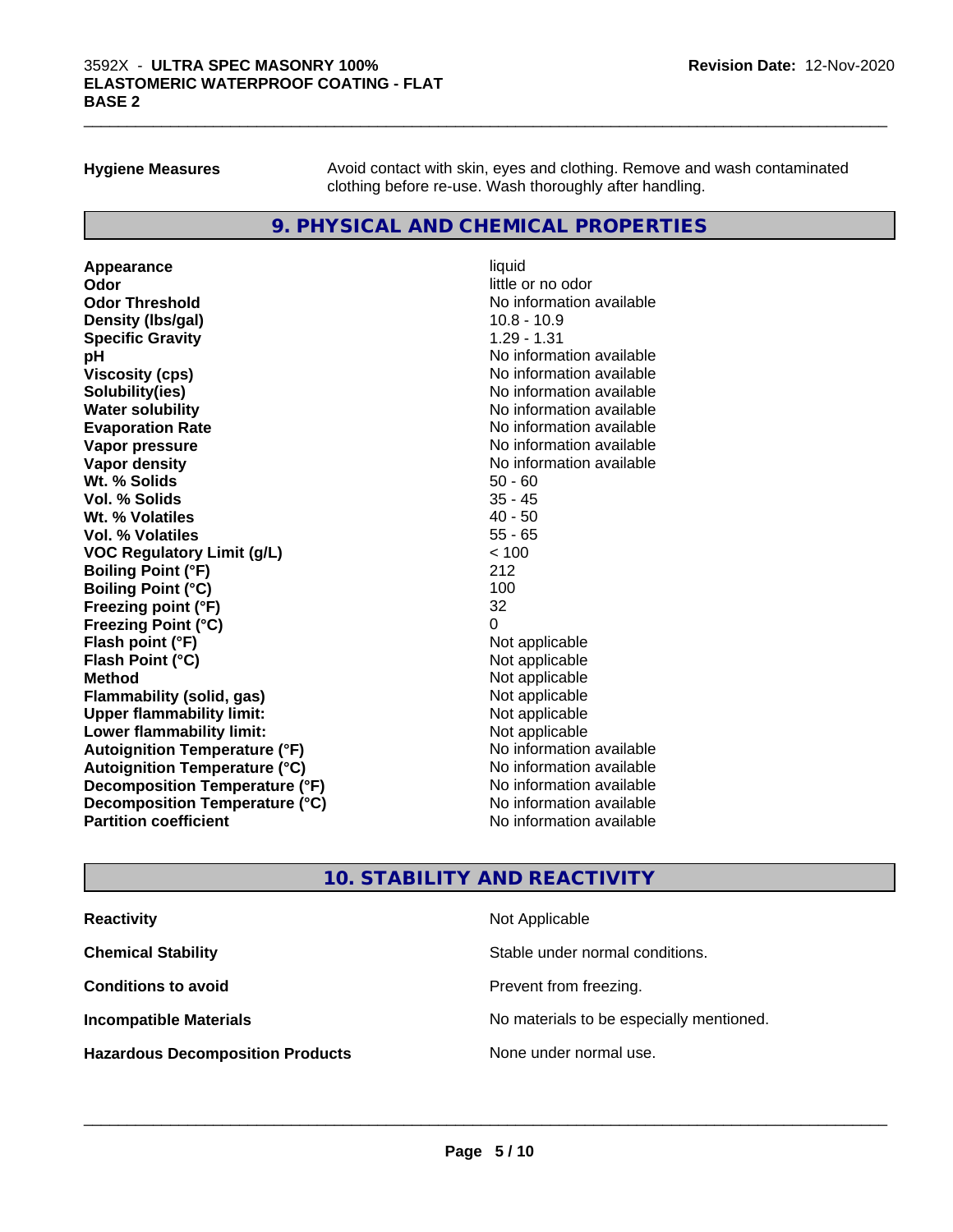**Hygiene Measures** Avoid contact with skin, eyes and clothing. Remove and wash contaminated clothing before re-use. Wash thoroughly after handling.

## 9. PHYSICAL AND CHEMICAL PROPERTIES

| | |
|---|---|
| **Appearance** | liquid |
| **Odor** | little or no odor |
| **Odor Threshold** | No information available |
| **Density (lbs/gal)** | 10.8 - 10.9 |
| **Specific Gravity** | 1.29 - 1.31 |
| **pH** | No information available |
| **Viscosity (cps)** | No information available |
| **Solubility(ies)** | No information available |
| **Water solubility** | No information available |
| **Evaporation Rate** | No information available |
| **Vapor pressure** | No information available |
| **Vapor density** | No information available |
| **Wt. % Solids** | 50 - 60 |
| **Vol. % Solids** | 35 - 45 |
| **Wt. % Volatiles** | 40 - 50 |
| **Vol. % Volatiles** | 55 - 65 |
| **VOC Regulatory Limit (g/L)** | < 100 |
| **Boiling Point (°F)** | 212 |
| **Boiling Point (°C)** | 100 |
| **Freezing point (°F)** | 32 |
| **Freezing Point (°C)** | 0 |
| **Flash point (°F)** | Not applicable |
| **Flash Point (°C)** | Not applicable |
| **Method** | Not applicable |
| **Flammability (solid, gas)** | Not applicable |
| **Upper flammability limit:** | Not applicable |
| **Lower flammability limit:** | Not applicable |
| **Autoignition Temperature (°F)** | No information available |
| **Autoignition Temperature (°C)** | No information available |
| **Decomposition Temperature (°F)** | No information available |
| **Decomposition Temperature (°C)** | No information available |
| **Partition coefficient** | No information available |

## 10. STABILITY AND REACTIVITY

| | |
|---|---|
| **Reactivity** | Not Applicable |
| **Chemical Stability** | Stable under normal conditions. |
| **Conditions to avoid** | Prevent from freezing. |
| **Incompatible Materials** | No materials to be especially mentioned. |
| **Hazardous Decomposition Products** | None under normal use. |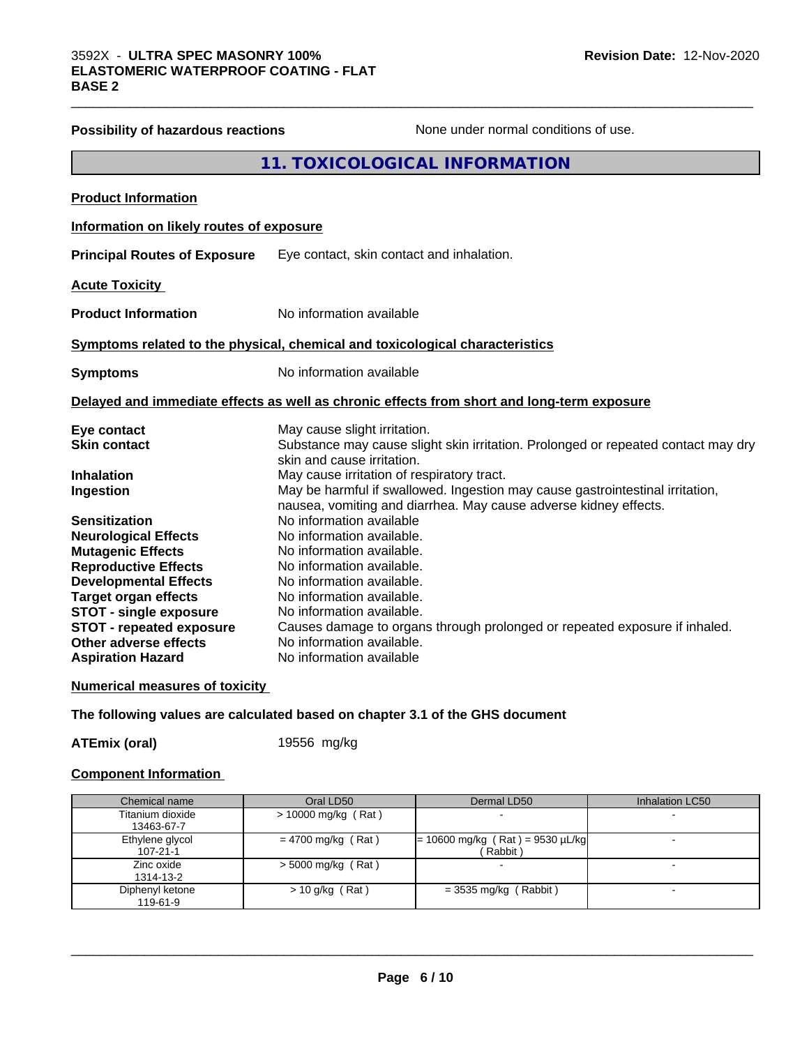**Possibility of hazardous reactions** None under normal conditions of use.

## 11. TOXICOLOGICAL INFORMATION

**Product Information**

**Information on likely routes of exposure**

**Principal Routes of Exposure** Eye contact, skin contact and inhalation.

**Acute Toxicity**

**Product Information** No information available

**Symptoms related to the physical, chemical and toxicological characteristics**

**Symptoms** No information available

**Delayed and immediate effects as well as chronic effects from short and long-term exposure**

**Eye contact** May cause slight irritation.
**Skin contact** Substance may cause slight skin irritation. Prolonged or repeated contact may dry skin and cause irritation.
**Inhalation** May cause irritation of respiratory tract.
**Ingestion** May be harmful if swallowed. Ingestion may cause gastrointestinal irritation, nausea, vomiting and diarrhea. May cause adverse kidney effects.
**Sensitization** No information available
**Neurological Effects** No information available.
**Mutagenic Effects** No information available.
**Reproductive Effects** No information available.
**Developmental Effects** No information available.
**Target organ effects** No information available.
**STOT - single exposure** No information available.
**STOT - repeated exposure** Causes damage to organs through prolonged or repeated exposure if inhaled.
**Other adverse effects** No information available.
**Aspiration Hazard** No information available

**Numerical measures of toxicity**

**The following values are calculated based on chapter 3.1 of the GHS document**

**ATEmix (oral)** 19556 mg/kg

**Component Information**

| Chemical name | Oral LD50 | Dermal LD50 | Inhalation LC50 |
|---|---|---|---|
| Titanium dioxide<br>13463-67-7 | > 10000 mg/kg ( Rat ) | - | - |
| Ethylene glycol<br>107-21-1 | = 4700 mg/kg ( Rat ) | = 10600 mg/kg ( Rat ) = 9530 µL/kg ( Rabbit ) | - |
| Zinc oxide<br>1314-13-2 | > 5000 mg/kg ( Rat ) | - | - |
| Diphenyl ketone<br>119-61-9 | > 10 g/kg ( Rat ) | = 3535 mg/kg ( Rabbit ) | - |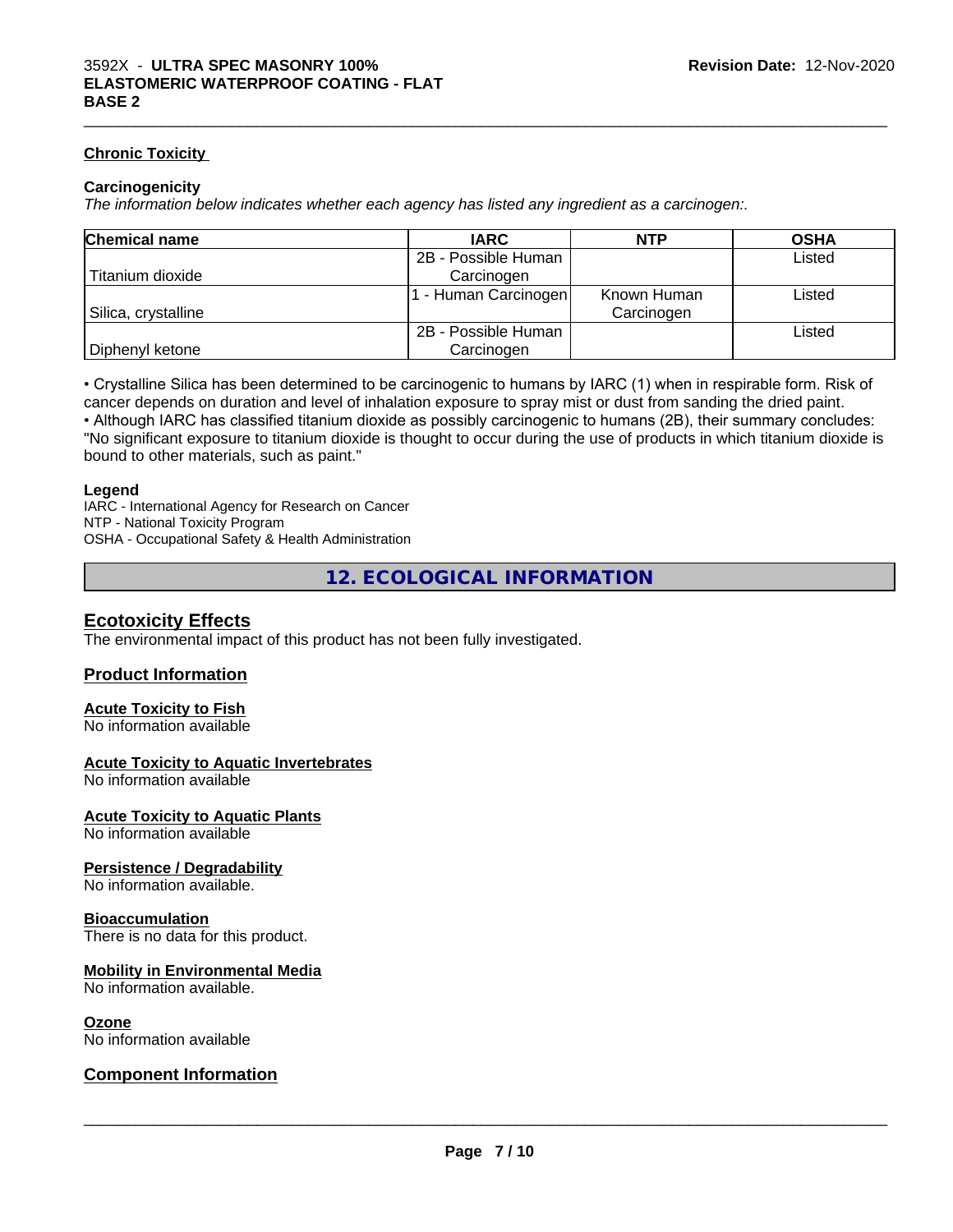### Chronic Toxicity

**Carcinogenicity**

*The information below indicates whether each agency has listed any ingredient as a carcinogen:.*

| Chemical name | IARC | NTP | OSHA |
|---|---|---|---|
| Titanium dioxide | 2B - Possible Human Carcinogen | | Listed |
| Silica, crystalline | 1 - Human Carcinogen | Known Human Carcinogen | Listed |
| Diphenyl ketone | 2B - Possible Human Carcinogen | | Listed |

• Crystalline Silica has been determined to be carcinogenic to humans by IARC (1) when in respirable form. Risk of cancer depends on duration and level of inhalation exposure to spray mist or dust from sanding the dried paint.
• Although IARC has classified titanium dioxide as possibly carcinogenic to humans (2B), their summary concludes: "No significant exposure to titanium dioxide is thought to occur during the use of products in which titanium dioxide is bound to other materials, such as paint."

**Legend**

IARC - International Agency for Research on Cancer
NTP - National Toxicity Program
OSHA - Occupational Safety & Health Administration

## 12. ECOLOGICAL INFORMATION

### Ecotoxicity Effects

The environmental impact of this product has not been fully investigated.

### Product Information

**Acute Toxicity to Fish**
No information available

**Acute Toxicity to Aquatic Invertebrates**
No information available

**Acute Toxicity to Aquatic Plants**
No information available

**Persistence / Degradability**
No information available.

**Bioaccumulation**
There is no data for this product.

**Mobility in Environmental Media**
No information available.

**Ozone**
No information available

### Component Information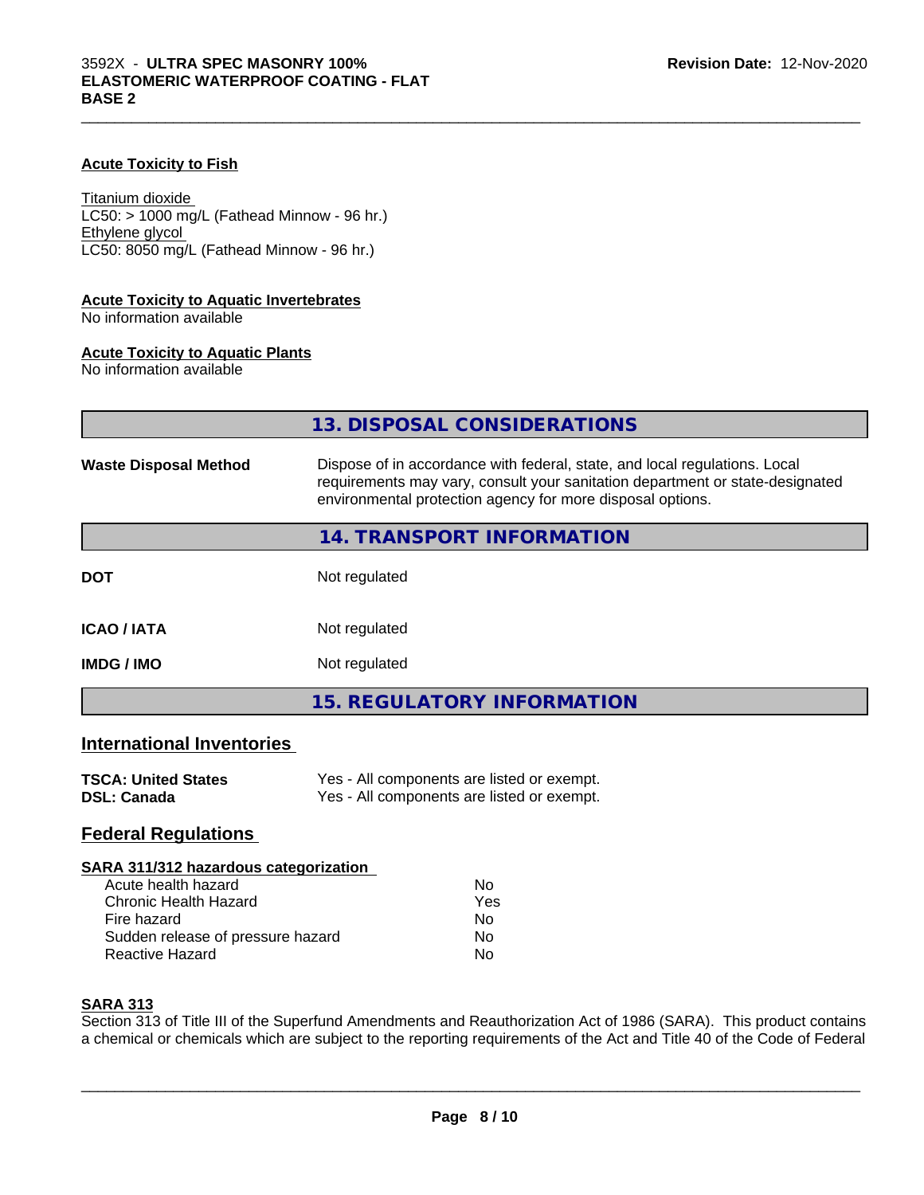**Acute Toxicity to Fish**

Titanium dioxide
LC50: > 1000 mg/L (Fathead Minnow - 96 hr.)
Ethylene glycol
LC50: 8050 mg/L (Fathead Minnow - 96 hr.)

**Acute Toxicity to Aquatic Invertebrates**
No information available

**Acute Toxicity to Aquatic Plants**
No information available

## 13. DISPOSAL CONSIDERATIONS

**Waste Disposal Method** Dispose of in accordance with federal, state, and local regulations. Local requirements may vary, consult your sanitation department or state-designated environmental protection agency for more disposal options.

## 14. TRANSPORT INFORMATION

| | |
|---|---|
| **DOT** | Not regulated |
| **ICAO / IATA** | Not regulated |
| **IMDG / IMO** | Not regulated |

## 15. REGULATORY INFORMATION

### International Inventories

| | |
|---|---|
| **TSCA: United States** | Yes - All components are listed or exempt. |
| **DSL: Canada** | Yes - All components are listed or exempt. |

### Federal Regulations

**SARA 311/312 hazardous categorization**

| | |
|---|---|
| Acute health hazard | No |
| Chronic Health Hazard | Yes |
| Fire hazard | No |
| Sudden release of pressure hazard | No |
| Reactive Hazard | No |

**SARA 313**
Section 313 of Title III of the Superfund Amendments and Reauthorization Act of 1986 (SARA). This product contains a chemical or chemicals which are subject to the reporting requirements of the Act and Title 40 of the Code of Federal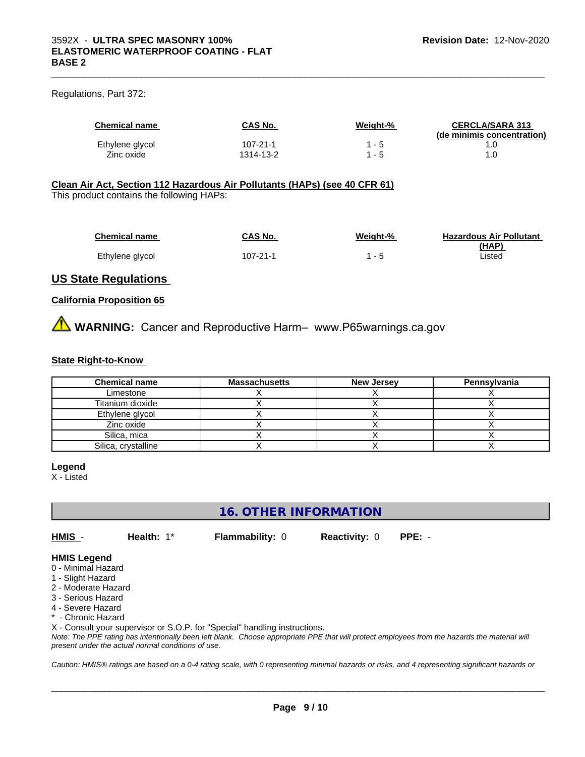Regulations, Part 372:

| Chemical name | CAS No. | Weight-% | CERCLA/SARA 313 (de minimis concentration) |
|---|---|---|---|
| Ethylene glycol | 107-21-1 | 1 - 5 | 1.0 |
| Zinc oxide | 1314-13-2 | 1 - 5 | 1.0 |

**Clean Air Act, Section 112 Hazardous Air Pollutants (HAPs) (see 40 CFR 61)**

This product contains the following HAPs:

| Chemical name | CAS No. | Weight-% | Hazardous Air Pollutant (HAP) |
|---|---|---|---|
| Ethylene glycol | 107-21-1 | 1 - 5 | Listed |

## US State Regulations

**California Proposition 65**

⚠ **WARNING:** Cancer and Reproductive Harm– www.P65warnings.ca.gov

**State Right-to-Know**

| Chemical name | Massachusetts | New Jersey | Pennsylvania |
|---|---|---|---|
| Limestone | X | X | X |
| Titanium dioxide | X | X | X |
| Ethylene glycol | X | X | X |
| Zinc oxide | X | X | X |
| Silica, mica | X | X | X |
| Silica, crystalline | X | X | X |

**Legend**

X - Listed

## 16. OTHER INFORMATION

**HMIS** - **Health:** 1* **Flammability:** 0 **Reactivity:** 0 **PPE:** -

**HMIS Legend**

0 - Minimal Hazard
1 - Slight Hazard
2 - Moderate Hazard
3 - Serious Hazard
4 - Severe Hazard
* - Chronic Hazard
X - Consult your supervisor or S.O.P. for "Special" handling instructions.

*Note: The PPE rating has intentionally been left blank. Choose appropriate PPE that will protect employees from the hazards the material will present under the actual normal conditions of use.*

*Caution: HMIS® ratings are based on a 0-4 rating scale, with 0 representing minimal hazards or risks, and 4 representing significant hazards or*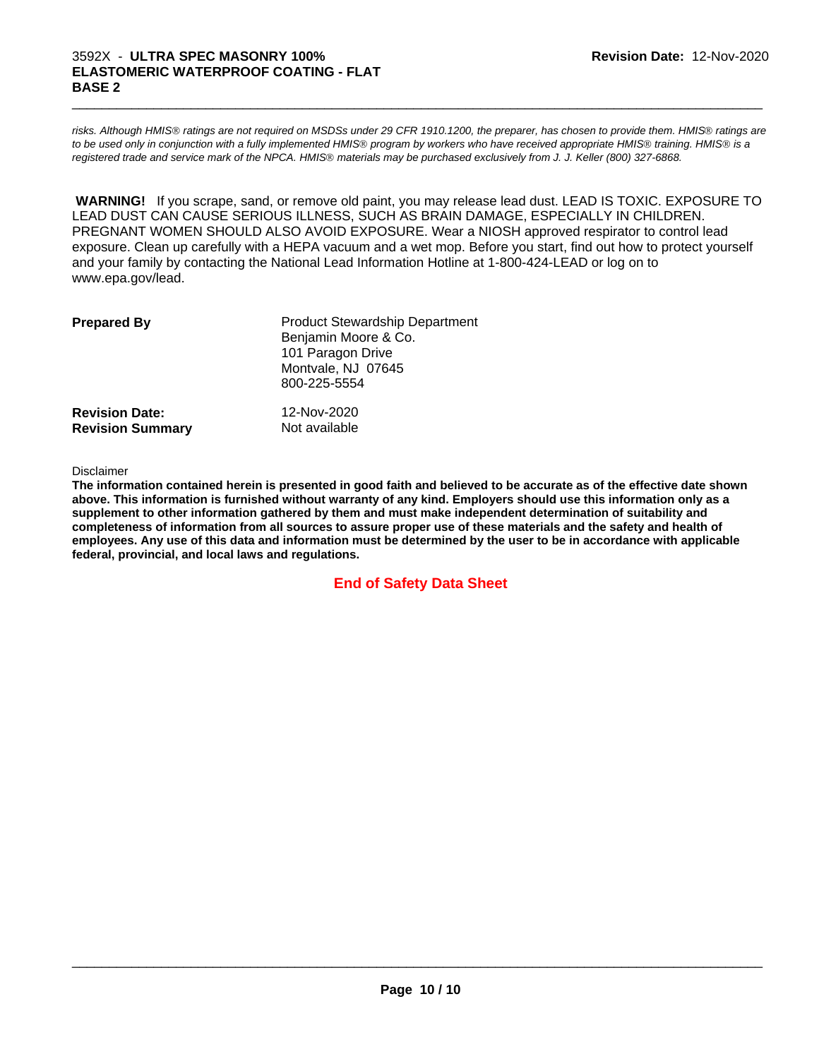*risks. Although HMIS® ratings are not required on MSDSs under 29 CFR 1910.1200, the preparer, has chosen to provide them. HMIS® ratings are to be used only in conjunction with a fully implemented HMIS® program by workers who have received appropriate HMIS® training. HMIS® is a registered trade and service mark of the NPCA. HMIS® materials may be purchased exclusively from J. J. Keller (800) 327-6868.*

**WARNING!** If you scrape, sand, or remove old paint, you may release lead dust. LEAD IS TOXIC. EXPOSURE TO LEAD DUST CAN CAUSE SERIOUS ILLNESS, SUCH AS BRAIN DAMAGE, ESPECIALLY IN CHILDREN. PREGNANT WOMEN SHOULD ALSO AVOID EXPOSURE. Wear a NIOSH approved respirator to control lead exposure. Clean up carefully with a HEPA vacuum and a wet mop. Before you start, find out how to protect yourself and your family by contacting the National Lead Information Hotline at 1-800-424-LEAD or log on to www.epa.gov/lead.

| | |
|---|---|
| **Prepared By** | Product Stewardship Department<br>Benjamin Moore & Co.<br>101 Paragon Drive<br>Montvale, NJ 07645<br>800-225-5554 |
| **Revision Date:** | 12-Nov-2020 |
| **Revision Summary** | Not available |

Disclaimer

**The information contained herein is presented in good faith and believed to be accurate as of the effective date shown above. This information is furnished without warranty of any kind. Employers should use this information only as a supplement to other information gathered by them and must make independent determination of suitability and completeness of information from all sources to assure proper use of these materials and the safety and health of employees. Any use of this data and information must be determined by the user to be in accordance with applicable federal, provincial, and local laws and regulations.**

**End of Safety Data Sheet**